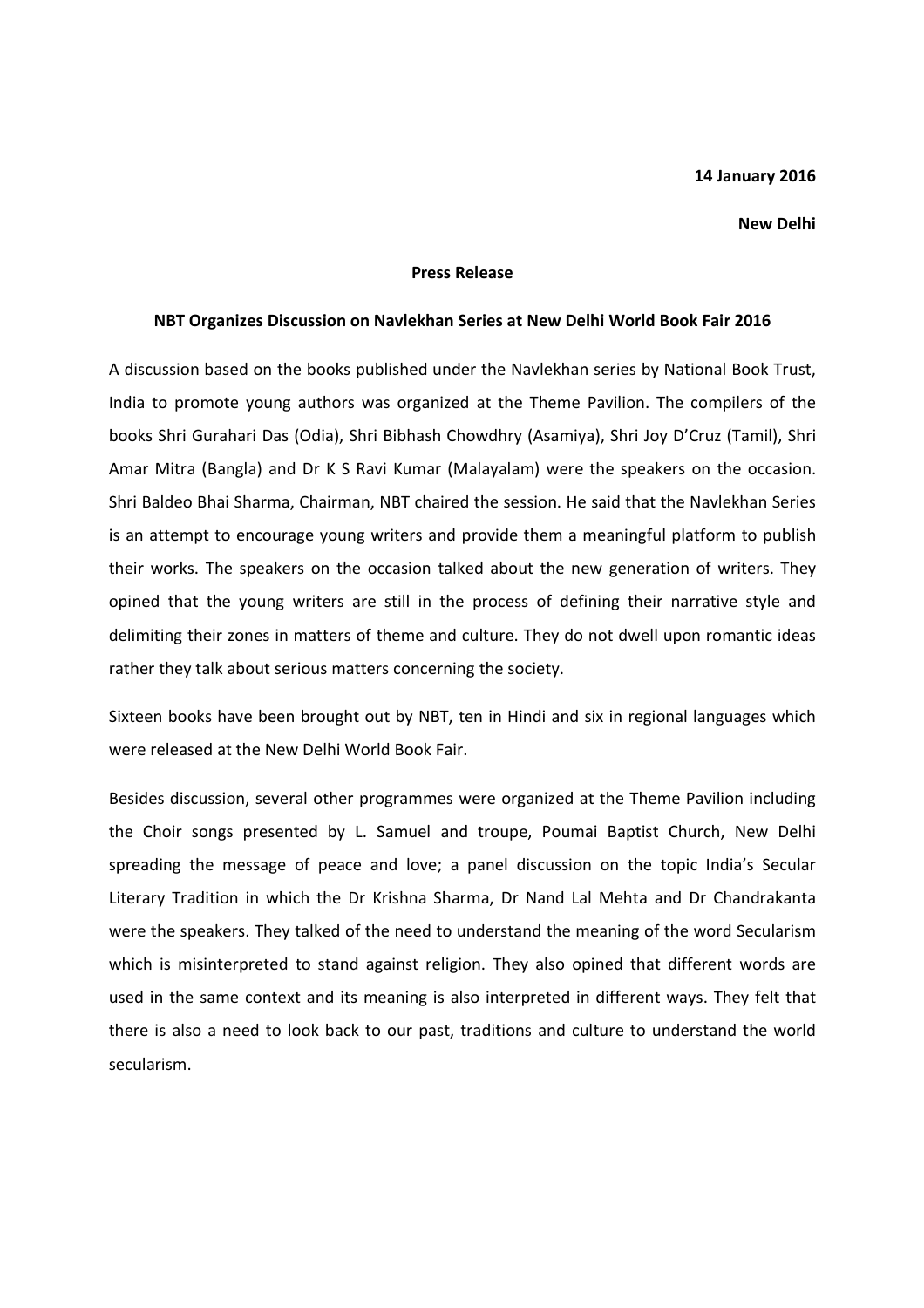**14 January 2016**

**New Delhi**

**Press Release**

**NBT Organizes Discussion on Navlekhan Series at New Delhi World Book Fair 2016**

A discussion based on the books published under the Navlekhan series by National Book Trust, India to promote young authors was organized at the Theme Pavilion. The compilers of the books Shri Gurahari Das (Odia), Shri Bibhash Chowdhry (Asamiya), Shri Joy D'Cruz (Tamil), Shri Amar Mitra (Bangla) and Dr K S Ravi Kumar (Malayalam) were the speakers on the occasion. Shri Baldeo Bhai Sharma, Chairman, NBT chaired the session. He said that the Navlekhan Series is an attempt to encourage young writers and provide them a meaningful platform to publish their works. The speakers on the occasion talked about the new generation of writers. They opined that the young writers are still in the process of defining their narrative style and delimiting their zones in matters of theme and culture. They do not dwell upon romantic ideas rather they talk about serious matters concerning the society.

Sixteen books have been brought out by NBT, ten in Hindi and six in regional languages which were released at the New Delhi World Book Fair.

Besides discussion, several other programmes were organized at the Theme Pavilion including the Choir songs presented by L. Samuel and troupe, Poumai Baptist Church, New Delhi spreading the message of peace and love; a panel discussion on the topic India's Secular Literary Tradition in which the Dr Krishna Sharma, Dr Nand Lal Mehta and Dr Chandrakanta were the speakers. They talked of the need to understand the meaning of the word Secularism which is misinterpreted to stand against religion. They also opined that different words are used in the same context and its meaning is also interpreted in different ways. They felt that there is also a need to look back to our past, traditions and culture to understand the world secularism.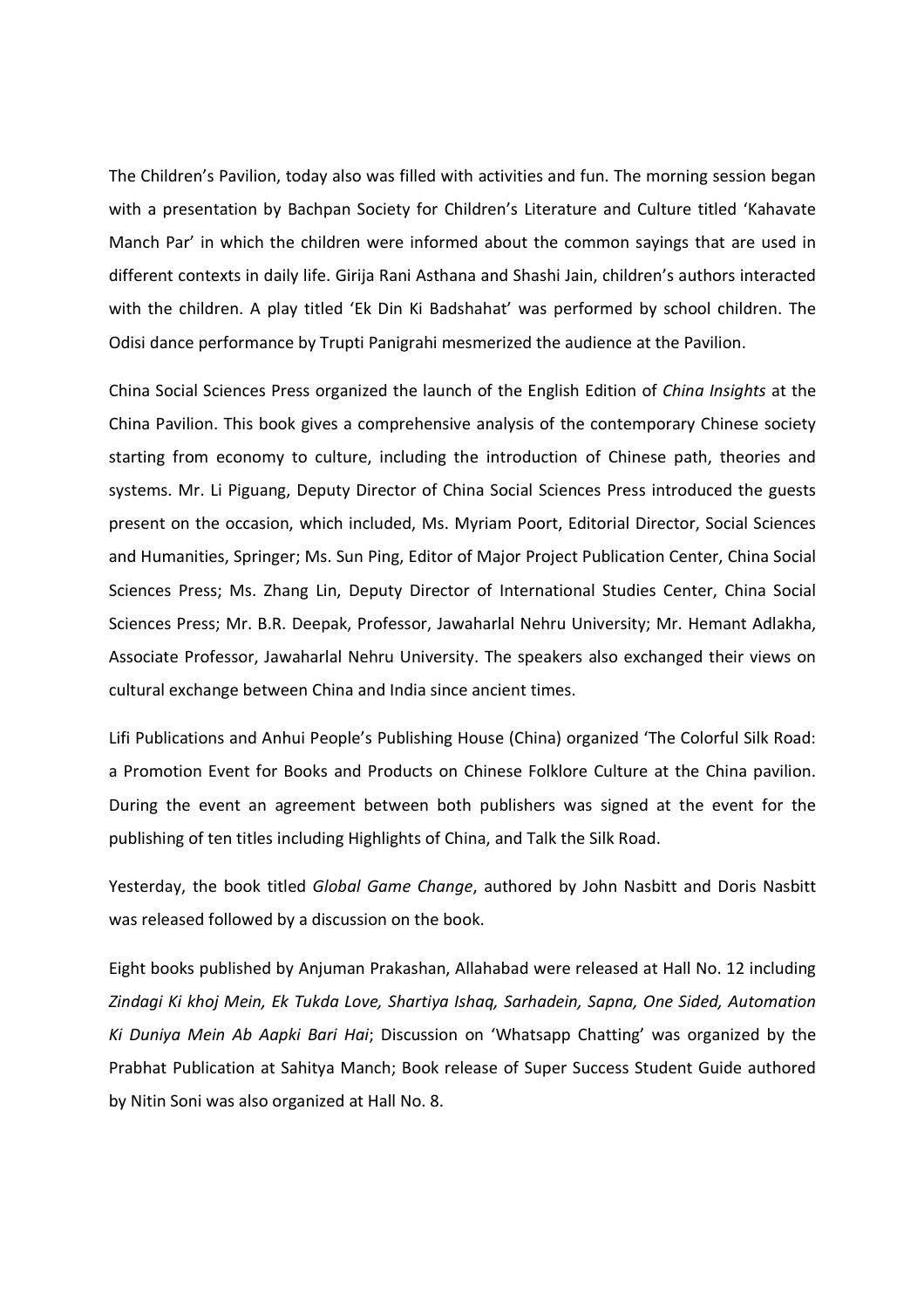The Children's Pavilion, today also was filled with activities and fun. The morning session began with a presentation by Bachpan Society for Children's Literature and Culture titled 'Kahavate Manch Par' in which the children were informed about the common sayings that are used in different contexts in daily life. Girija Rani Asthana and Shashi Jain, children's authors interacted with the children. A play titled 'Ek Din Ki Badshahat' was performed by school children. The Odisi dance performance by Trupti Panigrahi mesmerized the audience at the Pavilion.

China Social Sciences Press organized the launch of the English Edition of *China Insights* at the China Pavilion. This book gives a comprehensive analysis of the contemporary Chinese society starting from economy to culture, including the introduction of Chinese path, theories and systems. Mr. Li Piguang, Deputy Director of China Social Sciences Press introduced the guests present on the occasion, which included, Ms. Myriam Poort, Editorial Director, Social Sciences and Humanities, Springer; Ms. Sun Ping, Editor of Major Project Publication Center, China Social Sciences Press; Ms. Zhang Lin, Deputy Director of International Studies Center, China Social Sciences Press; Mr. B.R. Deepak, Professor, Jawaharlal Nehru University; Mr. Hemant Adlakha, Associate Professor, Jawaharlal Nehru University. The speakers also exchanged their views on cultural exchange between China and India since ancient times.

Lifi Publications and Anhui People's Publishing House (China) organized 'The Colorful Silk Road: a Promotion Event for Books and Products on Chinese Folklore Culture at the China pavilion. During the event an agreement between both publishers was signed at the event for the publishing of ten titles including Highlights of China, and Talk the Silk Road.

Yesterday, the book titled *Global Game Change*, authored by John Nasbitt and Doris Nasbitt was released followed by a discussion on the book.

Eight books published by Anjuman Prakashan, Allahabad were released at Hall No. 12 including *Zindagi Ki khoj Mein, Ek Tukda Love, Shartiya Ishaq, Sarhadein, Sapna, One Sided, Automation Ki Duniya Mein Ab Aapki Bari Hai*; Discussion on 'Whatsapp Chatting' was organized by the Prabhat Publication at Sahitya Manch; Book release of Super Success Student Guide authored by Nitin Soni was also organized at Hall No. 8.